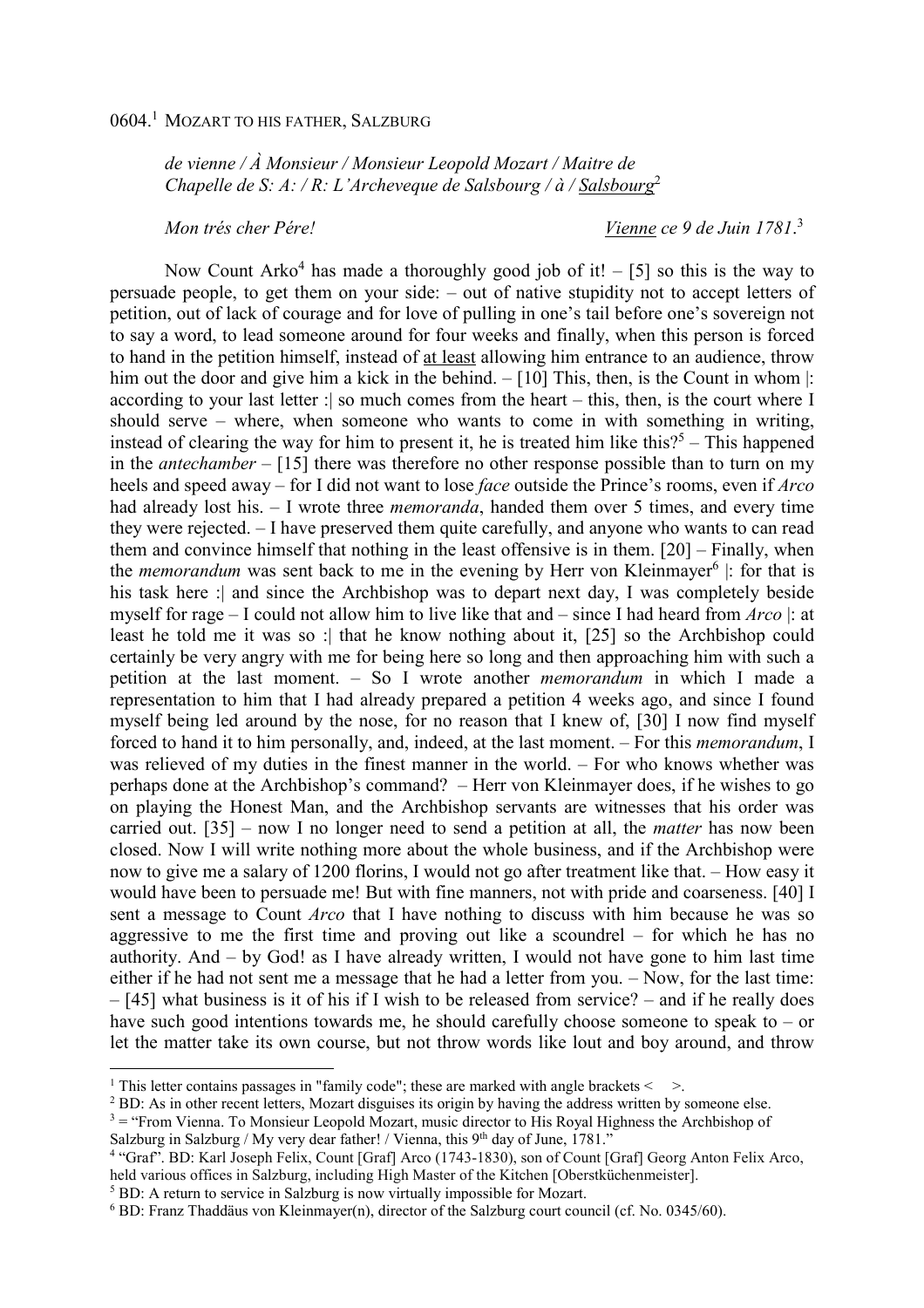0604.[1] MOZART TO HIS FATHER, SALZBURG

*de vienne / À Monsieur / Monsieur Leopold Mozart / Maitre de Chapelle de S: A: / R: L'Archeveque de Salsbourg / à / Salsbourg*[2]

*Mon trés cher Pére!* *Vienne ce 9 de Juin 1781.*[3]

Now Count Arko[4] has made a thoroughly good job of it! – [5] so this is the way to persuade people, to get them on your side: – out of native stupidity not to accept letters of petition, out of lack of courage and for love of pulling in one's tail before one's sovereign not to say a word, to lead someone around for four weeks and finally, when this person is forced to hand in the petition himself, instead of at least allowing him entrance to an audience, throw him out the door and give him a kick in the behind. – [10] This, then, is the Count in whom |: according to your last letter :| so much comes from the heart – this, then, is the court where I should serve – where, when someone who wants to come in with something in writing, instead of clearing the way for him to present it, he is treated him like this?[5] – This happened in the *antechamber* – [15] there was therefore no other response possible than to turn on my heels and speed away – for I did not want to lose *face* outside the Prince's rooms, even if *Arco* had already lost his. – I wrote three *memoranda*, handed them over 5 times, and every time they were rejected. – I have preserved them quite carefully, and anyone who wants to can read them and convince himself that nothing in the least offensive is in them. [20] – Finally, when the *memorandum* was sent back to me in the evening by Herr von Kleinmayer[6] |: for that is his task here :| and since the Archbishop was to depart next day, I was completely beside myself for rage – I could not allow him to live like that and – since I had heard from *Arco* |: at least he told me it was so :| that he know nothing about it, [25] so the Archbishop could certainly be very angry with me for being here so long and then approaching him with such a petition at the last moment. – So I wrote another *memorandum* in which I made a representation to him that I had already prepared a petition 4 weeks ago, and since I found myself being led around by the nose, for no reason that I knew of, [30] I now find myself forced to hand it to him personally, and, indeed, at the last moment. – For this *memorandum*, I was relieved of my duties in the finest manner in the world. – For who knows whether was perhaps done at the Archbishop's command? – Herr von Kleinmayer does, if he wishes to go on playing the Honest Man, and the Archbishop servants are witnesses that his order was carried out. [35] – now I no longer need to send a petition at all, the *matter* has now been closed. Now I will write nothing more about the whole business, and if the Archbishop were now to give me a salary of 1200 florins, I would not go after treatment like that. – How easy it would have been to persuade me! But with fine manners, not with pride and coarseness. [40] I sent a message to Count *Arco* that I have nothing to discuss with him because he was so aggressive to me the first time and proving out like a scoundrel – for which he has no authority. And – by God! as I have already written, I would not have gone to him last time either if he had not sent me a message that he had a letter from you. – Now, for the last time: – [45] what business is it of his if I wish to be released from service? – and if he really does have such good intentions towards me, he should carefully choose someone to speak to – or let the matter take its own course, but not throw words like lout and boy around, and throw

---

[1] This letter contains passages in "family code"; these are marked with angle brackets < >.

[2] BD: As in other recent letters, Mozart disguises its origin by having the address written by someone else.

[3] = "From Vienna. To Monsieur Leopold Mozart, music director to His Royal Highness the Archbishop of Salzburg in Salzburg / My very dear father! / Vienna, this 9th day of June, 1781."

[4] "Graf". BD: Karl Joseph Felix, Count [Graf] Arco (1743-1830), son of Count [Graf] Georg Anton Felix Arco, held various offices in Salzburg, including High Master of the Kitchen [Oberstküchenmeister].

[5] BD: A return to service in Salzburg is now virtually impossible for Mozart.

[6] BD: Franz Thaddäus von Kleinmayer(n), director of the Salzburg court council (cf. No. 0345/60).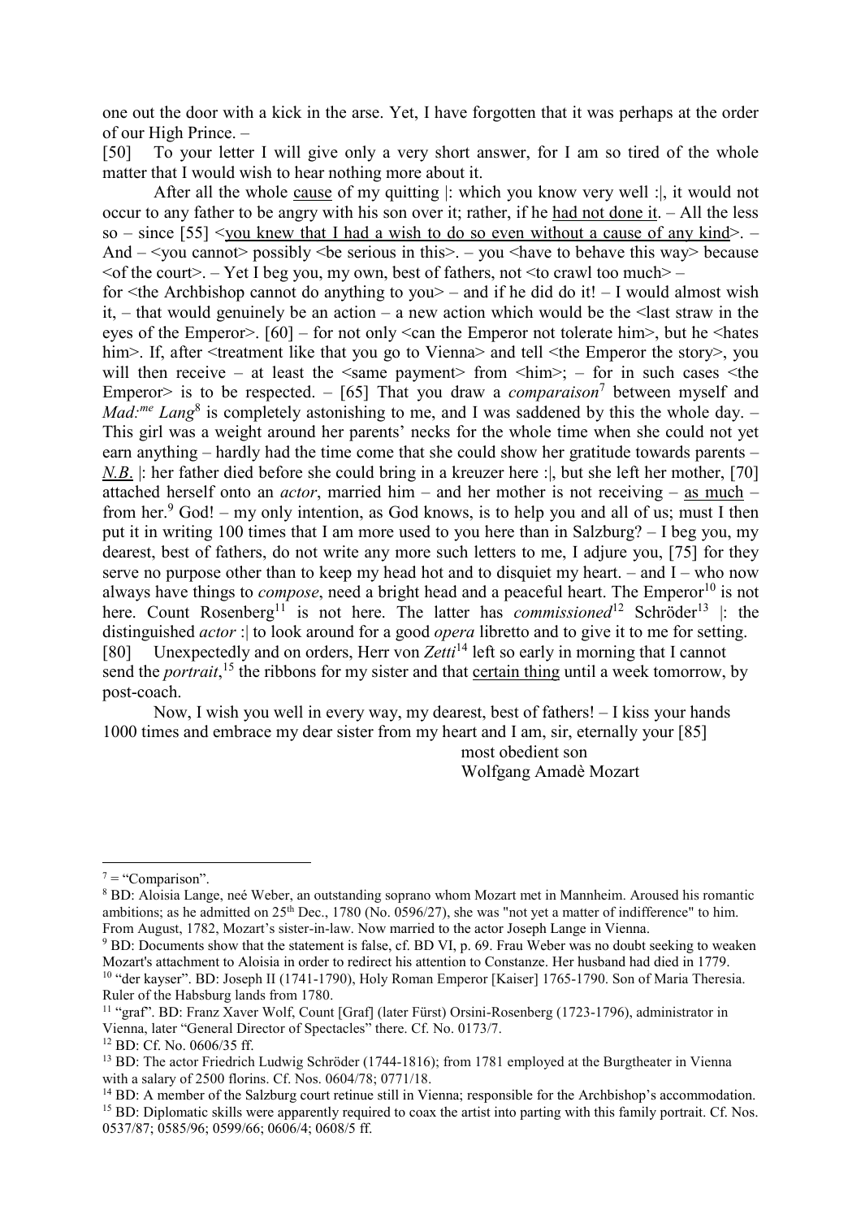one out the door with a kick in the arse. Yet, I have forgotten that it was perhaps at the order of our High Prince. –

[50] To your letter I will give only a very short answer, for I am so tired of the whole matter that I would wish to hear nothing more about it.

After all the whole cause of my quitting |: which you know very well :|, it would not occur to any father to be angry with his son over it; rather, if he had not done it. – All the less so – since [55] <you knew that I had a wish to do so even without a cause of any kind>. – And – <you cannot> possibly <be serious in this>. – you <have to behave this way> because <of the court>. – Yet I beg you, my own, best of fathers, not <to crawl too much> – for <the Archbishop cannot do anything to you> – and if he did do it! – I would almost wish it, – that would genuinely be an action – a new action which would be the <last straw in the eyes of the Emperor>. [60] – for not only <can the Emperor not tolerate him>, but he <hates him>. If, after <treatment like that you go to Vienna> and tell <the Emperor the story>, you will then receive – at least the <same payment> from <him>; – for in such cases <the Emperor> is to be respected. – [65] That you draw a *comparaison*[7] between myself and *Mad:me Lang*[8] is completely astonishing to me, and I was saddened by this the whole day. – This girl was a weight around her parents' necks for the whole time when she could not yet earn anything – hardly had the time come that she could show her gratitude towards parents – *N.B.* |: her father died before she could bring in a kreuzer here :|, but she left her mother, [70] attached herself onto an *actor*, married him – and her mother is not receiving – as much – from her.[9] God! – my only intention, as God knows, is to help you and all of us; must I then put it in writing 100 times that I am more used to you here than in Salzburg? – I beg you, my dearest, best of fathers, do not write any more such letters to me, I adjure you, [75] for they serve no purpose other than to keep my head hot and to disquiet my heart. – and I – who now always have things to *compose*, need a bright head and a peaceful heart. The Emperor[10] is not here. Count Rosenberg[11] is not here. The latter has *commissioned*[12] Schröder[13] |: the distinguished *actor* :| to look around for a good *opera* libretto and to give it to me for setting.

[80] Unexpectedly and on orders, Herr von *Zetti*[14] left so early in morning that I cannot send the *portrait*,[15] the ribbons for my sister and that certain thing until a week tomorrow, by post-coach.

Now, I wish you well in every way, my dearest, best of fathers! – I kiss your hands 1000 times and embrace my dear sister from my heart and I am, sir, eternally your [85]

most obedient son
Wolfgang Amadè Mozart

---

[7] = "Comparison".

[8] BD: Aloisia Lange, neé Weber, an outstanding soprano whom Mozart met in Mannheim. Aroused his romantic ambitions; as he admitted on 25th Dec., 1780 (No. 0596/27), she was "not yet a matter of indifference" to him. From August, 1782, Mozart's sister-in-law. Now married to the actor Joseph Lange in Vienna.

[9] BD: Documents show that the statement is false, cf. BD VI, p. 69. Frau Weber was no doubt seeking to weaken Mozart's attachment to Aloisia in order to redirect his attention to Constanze. Her husband had died in 1779.

[10] "der kayser". BD: Joseph II (1741-1790), Holy Roman Emperor [Kaiser] 1765-1790. Son of Maria Theresia. Ruler of the Habsburg lands from 1780.

[11] "graf". BD: Franz Xaver Wolf, Count [Graf] (later Fürst) Orsini-Rosenberg (1723-1796), administrator in Vienna, later "General Director of Spectacles" there. Cf. No. 0173/7.

[12] BD: Cf. No. 0606/35 ff.

[13] BD: The actor Friedrich Ludwig Schröder (1744-1816); from 1781 employed at the Burgtheater in Vienna with a salary of 2500 florins. Cf. Nos. 0604/78; 0771/18.

[14] BD: A member of the Salzburg court retinue still in Vienna; responsible for the Archbishop's accommodation.

[15] BD: Diplomatic skills were apparently required to coax the artist into parting with this family portrait. Cf. Nos. 0537/87; 0585/96; 0599/66; 0606/4; 0608/5 ff.